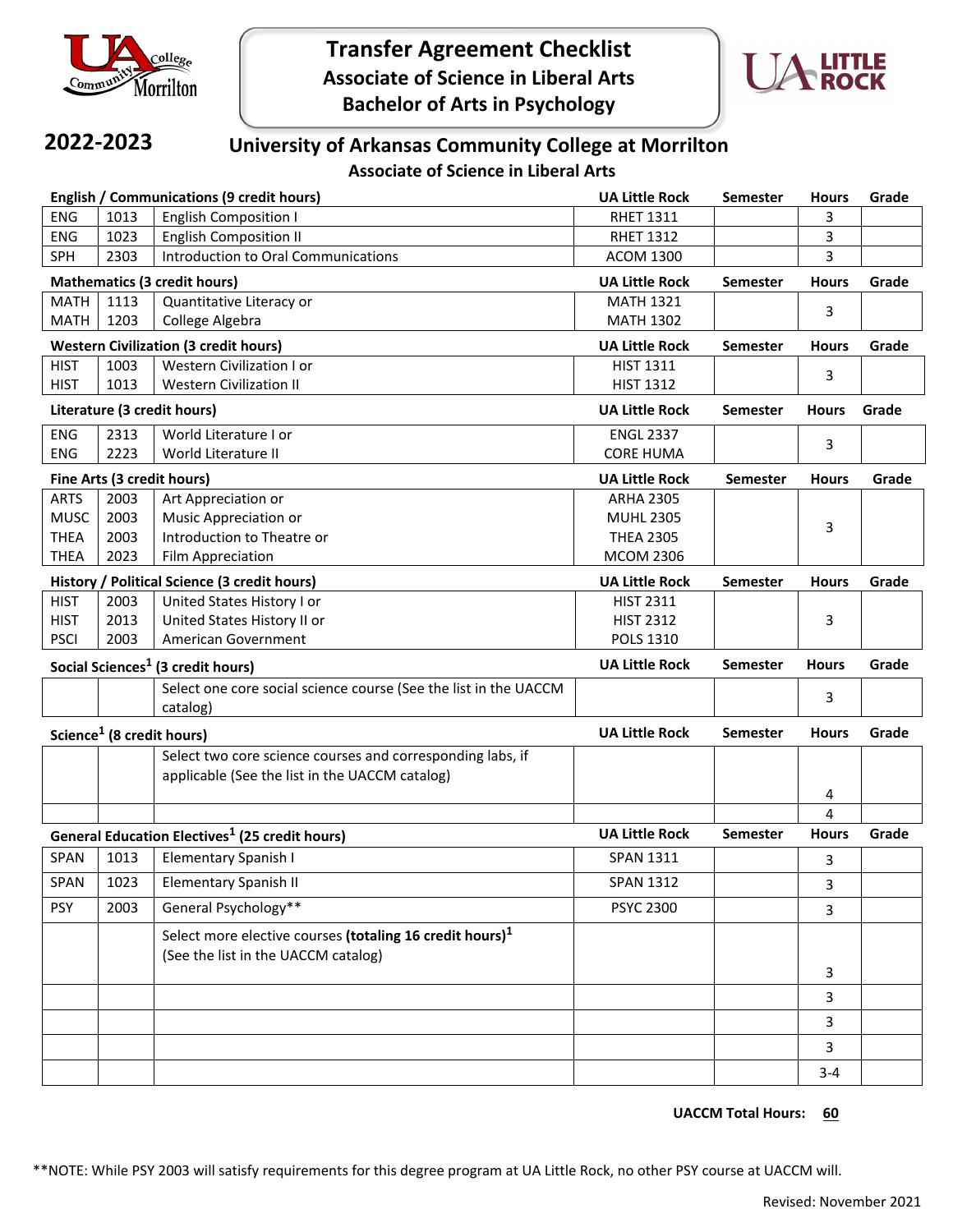# Transfer Agreement Checklist
## Associate of Science in Liberal Arts
## Bachelor of Arts in Psychology

**2022-2023**

## University of Arkansas Community College at Morrilton
### Associate of Science in Liberal Arts

| English / Communications (9 credit hours) | | | UA Little Rock | Semester | Hours | Grade |
|---|---|---|---|---|---|---|
| ENG | 1013 | English Composition I | RHET 1311 | | 3 | |
| ENG | 1023 | English Composition II | RHET 1312 | | 3 | |
| SPH | 2303 | Introduction to Oral Communications | ACOM 1300 | | 3 | |

| Mathematics (3 credit hours) | | | UA Little Rock | Semester | Hours | Grade |
|---|---|---|---|---|---|---|
| MATH<br>MATH | 1113<br>1203 | Quantitative Literacy or<br>College Algebra | MATH 1321<br>MATH 1302 | | 3 | |

| Western Civilization (3 credit hours) | | | UA Little Rock | Semester | Hours | Grade |
|---|---|---|---|---|---|---|
| HIST<br>HIST | 1003<br>1013 | Western Civilization I or<br>Western Civilization II | HIST 1311<br>HIST 1312 | | 3 | |

| Literature (3 credit hours) | | | UA Little Rock | Semester | Hours | Grade |
|---|---|---|---|---|---|---|
| ENG<br>ENG | 2313<br>2223 | World Literature I or<br>World Literature II | ENGL 2337<br>CORE HUMA | | 3 | |

| Fine Arts (3 credit hours) | | | UA Little Rock | Semester | Hours | Grade |
|---|---|---|---|---|---|---|
| ARTS<br>MUSC<br>THEA<br>THEA | 2003<br>2003<br>2003<br>2023 | Art Appreciation or<br>Music Appreciation or<br>Introduction to Theatre or<br>Film Appreciation | ARHA 2305<br>MUHL 2305<br>THEA 2305<br>MCOM 2306 | | 3 | |

| History / Political Science (3 credit hours) | | | UA Little Rock | Semester | Hours | Grade |
|---|---|---|---|---|---|---|
| HIST<br>HIST<br>PSCI | 2003<br>2013<br>2003 | United States History I or<br>United States History II or<br>American Government | HIST 2311<br>HIST 2312<br>POLS 1310 | | 3 | |

| Social Sciences[1] (3 credit hours) | | | UA Little Rock | Semester | Hours | Grade |
|---|---|---|---|---|---|---|
| | | Select one core social science course (See the list in the UACCM catalog) | | | 3 | |

| Science[1] (8 credit hours) | | | UA Little Rock | Semester | Hours | Grade |
|---|---|---|---|---|---|---|
| | | Select two core science courses and corresponding labs, if applicable (See the list in the UACCM catalog) | | | 4 | |
| | | | | | 4 | |

| General Education Electives[1] (25 credit hours) | | | UA Little Rock | Semester | Hours | Grade |
|---|---|---|---|---|---|---|
| SPAN | 1013 | Elementary Spanish I | SPAN 1311 | | 3 | |
| SPAN | 1023 | Elementary Spanish II | SPAN 1312 | | 3 | |
| PSY | 2003 | General Psychology** | PSYC 2300 | | 3 | |
| | | Select more elective courses **(totaling 16 credit hours)**[1] (See the list in the UACCM catalog) | | | 3 | |
| | | | | | 3 | |
| | | | | | 3 | |
| | | | | | 3 | |
| | | | | | 3-4 | |

**UACCM Total Hours: 60**

**NOTE: While PSY 2003 will satisfy requirements for this degree program at UA Little Rock, no other PSY course at UACCM will.

Revised: November 2021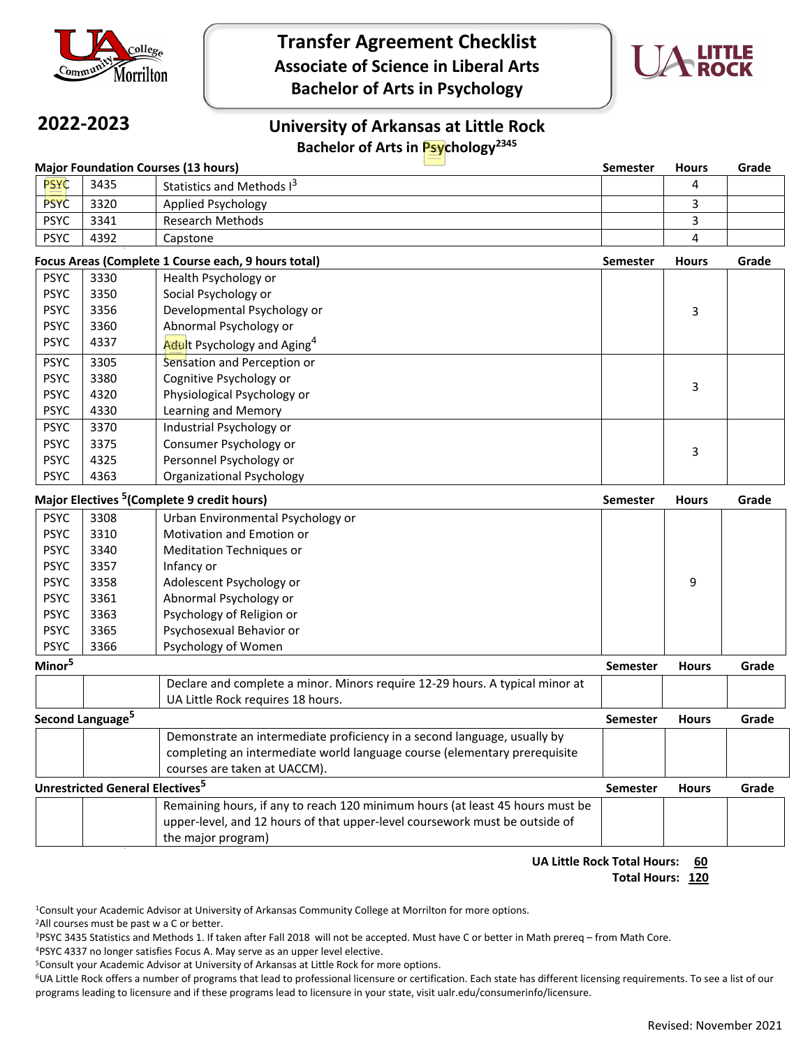# Transfer Agreement Checklist
## Associate of Science in Liberal Arts
## Bachelor of Arts in Psychology

**2022-2023**

## University of Arkansas at Little Rock
### Bachelor of Arts in Psychology[2345]

**Major Foundation Courses (13 hours)**

| | | | Semester | Hours | Grade |
|---|---|---|---|---|---|
| PSYC | 3435 | Statistics and Methods I[3] | | 4 | |
| PSYC | 3320 | Applied Psychology | | 3 | |
| PSYC | 3341 | Research Methods | | 3 | |
| PSYC | 4392 | Capstone | | 4 | |

**Focus Areas (Complete 1 Course each, 9 hours total)**

| | | | Semester | Hours | Grade |
|---|---|---|---|---|---|
| PSYC | 3330 | Health Psychology or | | 3 | |
| PSYC | 3350 | Social Psychology or | | | |
| PSYC | 3356 | Developmental Psychology or | | | |
| PSYC | 3360 | Abnormal Psychology or | | | |
| PSYC | 4337 | Adult Psychology and Aging[4] | | | |
| PSYC | 3305 | Sensation and Perception or | | 3 | |
| PSYC | 3380 | Cognitive Psychology or | | | |
| PSYC | 4320 | Physiological Psychology or | | | |
| PSYC | 4330 | Learning and Memory | | | |
| PSYC | 3370 | Industrial Psychology or | | 3 | |
| PSYC | 3375 | Consumer Psychology or | | | |
| PSYC | 4325 | Personnel Psychology or | | | |
| PSYC | 4363 | Organizational Psychology | | | |

**Major Electives [5](Complete 9 credit hours)**

| | | | Semester | Hours | Grade |
|---|---|---|---|---|---|
| PSYC | 3308 | Urban Environmental Psychology or | | 9 | |
| PSYC | 3310 | Motivation and Emotion or | | | |
| PSYC | 3340 | Meditation Techniques or | | | |
| PSYC | 3357 | Infancy or | | | |
| PSYC | 3358 | Adolescent Psychology or | | | |
| PSYC | 3361 | Abnormal Psychology or | | | |
| PSYC | 3363 | Psychology of Religion or | | | |
| PSYC | 3365 | Psychosexual Behavior or | | | |
| PSYC | 3366 | Psychology of Women | | | |

**Minor[5]**

| | | | Semester | Hours | Grade |
|---|---|---|---|---|---|
| | | Declare and complete a minor. Minors require 12-29 hours. A typical minor at UA Little Rock requires 18 hours. | | | |

**Second Language[5]**

| | | | Semester | Hours | Grade |
|---|---|---|---|---|---|
| | | Demonstrate an intermediate proficiency in a second language, usually by completing an intermediate world language course (elementary prerequisite courses are taken at UACCM). | | | |

**Unrestricted General Electives[5]**

| | | | Semester | Hours | Grade |
|---|---|---|---|---|---|
| | | Remaining hours, if any to reach 120 minimum hours (at least 45 hours must be upper-level, and 12 hours of that upper-level coursework must be outside of the major program) | | | |

**UA Little Rock Total Hours: 60**
**Total Hours: 120**

[1]Consult your Academic Advisor at University of Arkansas Community College at Morrilton for more options.
[2]All courses must be past w a C or better.
[3]PSYC 3435 Statistics and Methods 1. If taken after Fall 2018 will not be accepted. Must have C or better in Math prereq – from Math Core.
[4]PSYC 4337 no longer satisfies Focus A. May serve as an upper level elective.
[5]Consult your Academic Advisor at University of Arkansas at Little Rock for more options.
[6]UA Little Rock offers a number of programs that lead to professional licensure or certification. Each state has different licensing requirements. To see a list of our programs leading to licensure and if these programs lead to licensure in your state, visit ualr.edu/consumerinfo/licensure.

Revised: November 2021